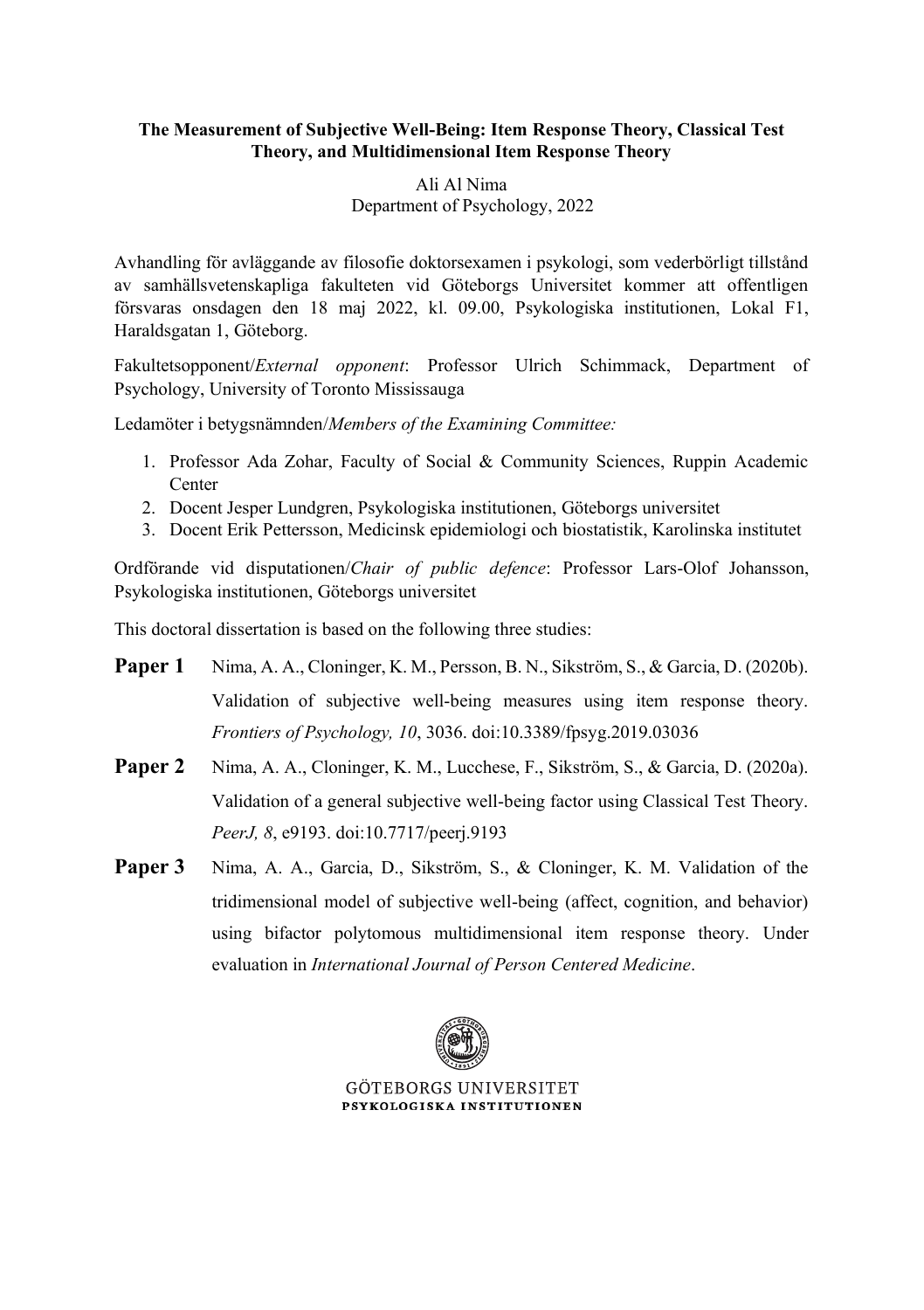**The Measurement of Subjective Well-Being: Item Response Theory, Classical Test Theory, and Multidimensional Item Response Theory**

Ali Al Nima
Department of Psychology, 2022

Avhandling för avläggande av filosofie doktorsexamen i psykologi, som vederbörligt tillstånd av samhällsvetenskapliga fakulteten vid Göteborgs Universitet kommer att offentligen försvaras onsdagen den 18 maj 2022, kl. 09.00, Psykologiska institutionen, Lokal F1, Haraldsgatan 1, Göteborg.

Fakultetsopponent/*External opponent*: Professor Ulrich Schimmack, Department of Psychology, University of Toronto Mississauga

Ledamöter i betygsnämnden/*Members of the Examining Committee:*

1. Professor Ada Zohar, Faculty of Social & Community Sciences, Ruppin Academic Center
2. Docent Jesper Lundgren, Psykologiska institutionen, Göteborgs universitet
3. Docent Erik Pettersson, Medicinsk epidemiologi och biostatistik, Karolinska institutet

Ordförande vid disputationen/*Chair of public defence*: Professor Lars-Olof Johansson, Psykologiska institutionen, Göteborgs universitet

This doctoral dissertation is based on the following three studies:

**Paper 1** Nima, A. A., Cloninger, K. M., Persson, B. N., Sikström, S., & Garcia, D. (2020b). Validation of subjective well-being measures using item response theory. *Frontiers of Psychology, 10*, 3036. doi:10.3389/fpsyg.2019.03036

**Paper 2** Nima, A. A., Cloninger, K. M., Lucchese, F., Sikström, S., & Garcia, D. (2020a). Validation of a general subjective well-being factor using Classical Test Theory. *PeerJ, 8*, e9193. doi:10.7717/peerj.9193

**Paper 3** Nima, A. A., Garcia, D., Sikström, S., & Cloninger, K. M. Validation of the tridimensional model of subjective well-being (affect, cognition, and behavior) using bifactor polytomous multidimensional item response theory. Under evaluation in *International Journal of Person Centered Medicine*.

GÖTEBORGS UNIVERSITET
PSYKOLOGISKA INSTITUTIONEN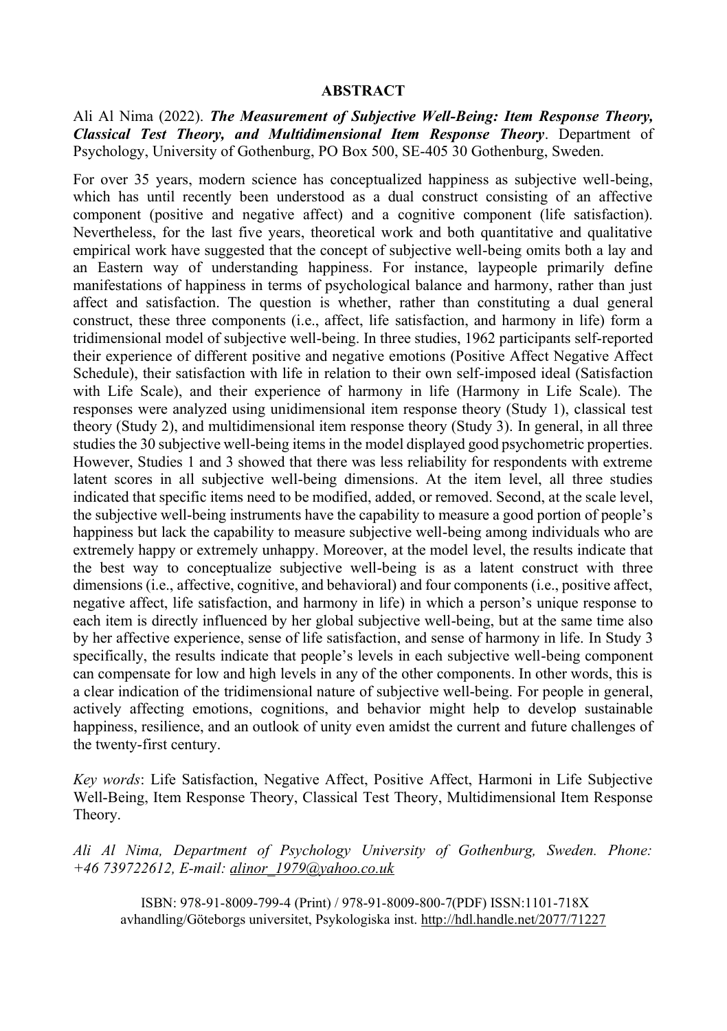## ABSTRACT

Ali Al Nima (2022). ***The Measurement of Subjective Well-Being: Item Response Theory, Classical Test Theory, and Multidimensional Item Response Theory***. Department of Psychology, University of Gothenburg, PO Box 500, SE-405 30 Gothenburg, Sweden.

For over 35 years, modern science has conceptualized happiness as subjective well-being, which has until recently been understood as a dual construct consisting of an affective component (positive and negative affect) and a cognitive component (life satisfaction). Nevertheless, for the last five years, theoretical work and both quantitative and qualitative empirical work have suggested that the concept of subjective well-being omits both a lay and an Eastern way of understanding happiness. For instance, laypeople primarily define manifestations of happiness in terms of psychological balance and harmony, rather than just affect and satisfaction. The question is whether, rather than constituting a dual general construct, these three components (i.e., affect, life satisfaction, and harmony in life) form a tridimensional model of subjective well-being. In three studies, 1962 participants self-reported their experience of different positive and negative emotions (Positive Affect Negative Affect Schedule), their satisfaction with life in relation to their own self-imposed ideal (Satisfaction with Life Scale), and their experience of harmony in life (Harmony in Life Scale). The responses were analyzed using unidimensional item response theory (Study 1), classical test theory (Study 2), and multidimensional item response theory (Study 3). In general, in all three studies the 30 subjective well-being items in the model displayed good psychometric properties. However, Studies 1 and 3 showed that there was less reliability for respondents with extreme latent scores in all subjective well-being dimensions. At the item level, all three studies indicated that specific items need to be modified, added, or removed. Second, at the scale level, the subjective well-being instruments have the capability to measure a good portion of people's happiness but lack the capability to measure subjective well-being among individuals who are extremely happy or extremely unhappy. Moreover, at the model level, the results indicate that the best way to conceptualize subjective well-being is as a latent construct with three dimensions (i.e., affective, cognitive, and behavioral) and four components (i.e., positive affect, negative affect, life satisfaction, and harmony in life) in which a person's unique response to each item is directly influenced by her global subjective well-being, but at the same time also by her affective experience, sense of life satisfaction, and sense of harmony in life. In Study 3 specifically, the results indicate that people's levels in each subjective well-being component can compensate for low and high levels in any of the other components. In other words, this is a clear indication of the tridimensional nature of subjective well-being. For people in general, actively affecting emotions, cognitions, and behavior might help to develop sustainable happiness, resilience, and an outlook of unity even amidst the current and future challenges of the twenty-first century.

*Key words*: Life Satisfaction, Negative Affect, Positive Affect, Harmoni in Life Subjective Well-Being, Item Response Theory, Classical Test Theory, Multidimensional Item Response Theory.

*Ali Al Nima, Department of Psychology University of Gothenburg, Sweden. Phone: +46 739722612, E-mail: alinor_1979@yahoo.co.uk*

ISBN: 978-91-8009-799-4 (Print) / 978-91-8009-800-7(PDF) ISSN:1101-718X avhandling/Göteborgs universitet, Psykologiska inst. http://hdl.handle.net/2077/71227